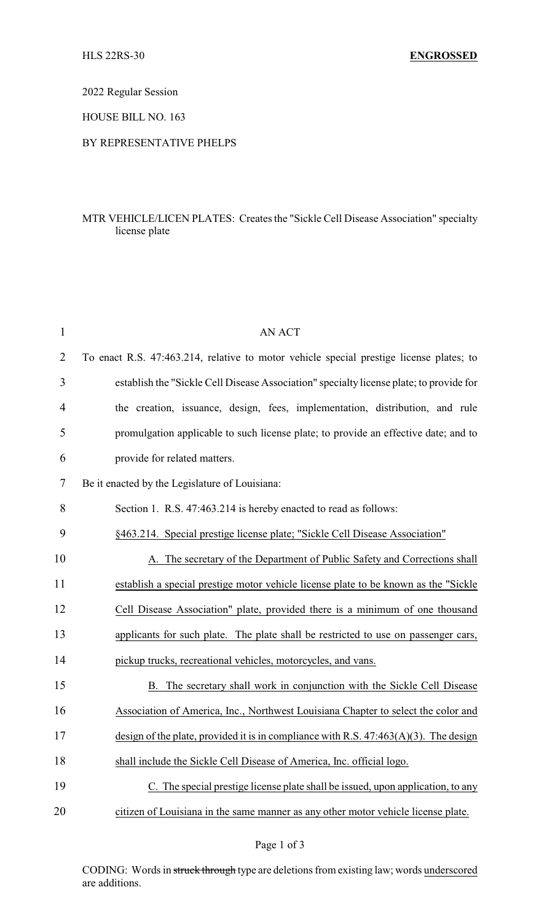HLS 22RS-30 **ENGROSSED**

2022 Regular Session

HOUSE BILL NO. 163

BY REPRESENTATIVE PHELPS

MTR VEHICLE/LICEN PLATES: Creates the "Sickle Cell Disease Association" specialty license plate

AN ACT

To enact R.S. 47:463.214, relative to motor vehicle special prestige license plates; to establish the "Sickle Cell Disease Association" specialty license plate; to provide for the creation, issuance, design, fees, implementation, distribution, and rule promulgation applicable to such license plate; to provide an effective date; and to provide for related matters.

Be it enacted by the Legislature of Louisiana:

Section 1. R.S. 47:463.214 is hereby enacted to read as follows:

§463.214. Special prestige license plate; "Sickle Cell Disease Association"

A. The secretary of the Department of Public Safety and Corrections shall establish a special prestige motor vehicle license plate to be known as the "Sickle Cell Disease Association" plate, provided there is a minimum of one thousand applicants for such plate. The plate shall be restricted to use on passenger cars, pickup trucks, recreational vehicles, motorcycles, and vans.

B. The secretary shall work in conjunction with the Sickle Cell Disease Association of America, Inc., Northwest Louisiana Chapter to select the color and design of the plate, provided it is in compliance with R.S. 47:463(A)(3). The design shall include the Sickle Cell Disease of America, Inc. official logo.

C. The special prestige license plate shall be issued, upon application, to any citizen of Louisiana in the same manner as any other motor vehicle license plate.

CODING: Words in ~~struck through~~ type are deletions from existing law; words underscored are additions.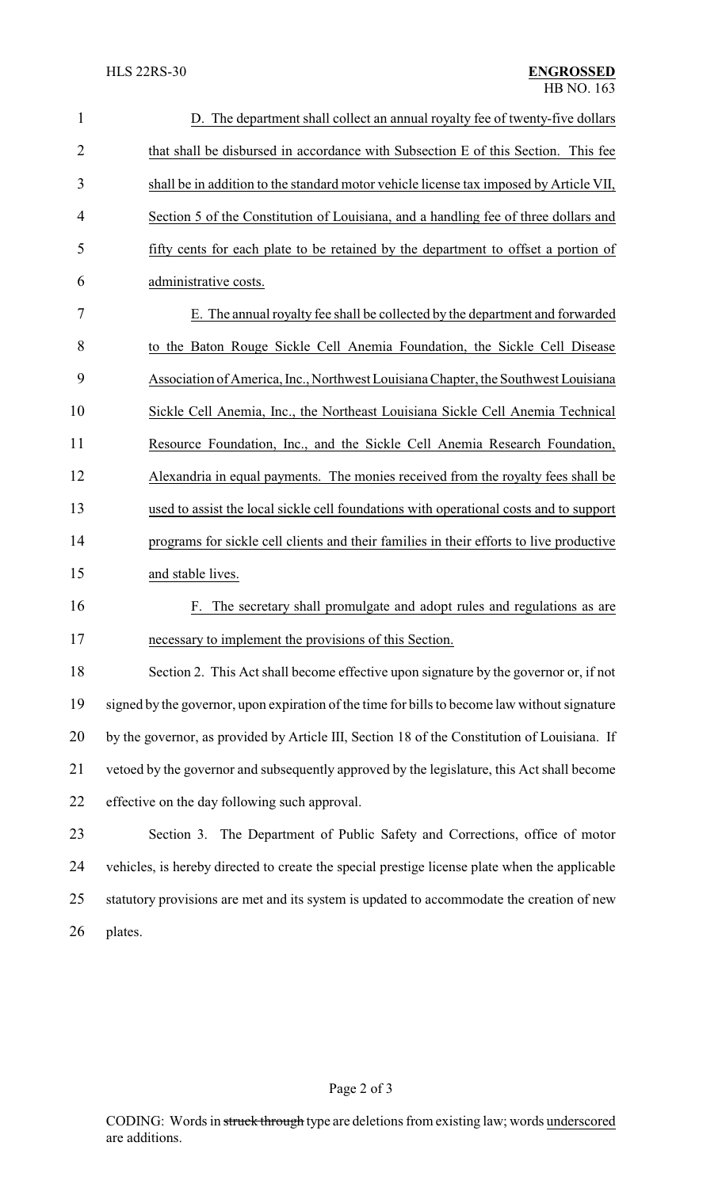D. The department shall collect an annual royalty fee of twenty-five dollars that shall be disbursed in accordance with Subsection E of this Section. This fee shall be in addition to the standard motor vehicle license tax imposed by Article VII, Section 5 of the Constitution of Louisiana, and a handling fee of three dollars and fifty cents for each plate to be retained by the department to offset a portion of administrative costs.

E. The annual royalty fee shall be collected by the department and forwarded to the Baton Rouge Sickle Cell Anemia Foundation, the Sickle Cell Disease Association of America, Inc., Northwest Louisiana Chapter, the Southwest Louisiana Sickle Cell Anemia, Inc., the Northeast Louisiana Sickle Cell Anemia Technical Resource Foundation, Inc., and the Sickle Cell Anemia Research Foundation, Alexandria in equal payments. The monies received from the royalty fees shall be used to assist the local sickle cell foundations with operational costs and to support programs for sickle cell clients and their families in their efforts to live productive and stable lives.

F. The secretary shall promulgate and adopt rules and regulations as are necessary to implement the provisions of this Section.

Section 2. This Act shall become effective upon signature by the governor or, if not signed by the governor, upon expiration of the time for bills to become law without signature by the governor, as provided by Article III, Section 18 of the Constitution of Louisiana. If vetoed by the governor and subsequently approved by the legislature, this Act shall become effective on the day following such approval.

Section 3. The Department of Public Safety and Corrections, office of motor vehicles, is hereby directed to create the special prestige license plate when the applicable statutory provisions are met and its system is updated to accommodate the creation of new plates.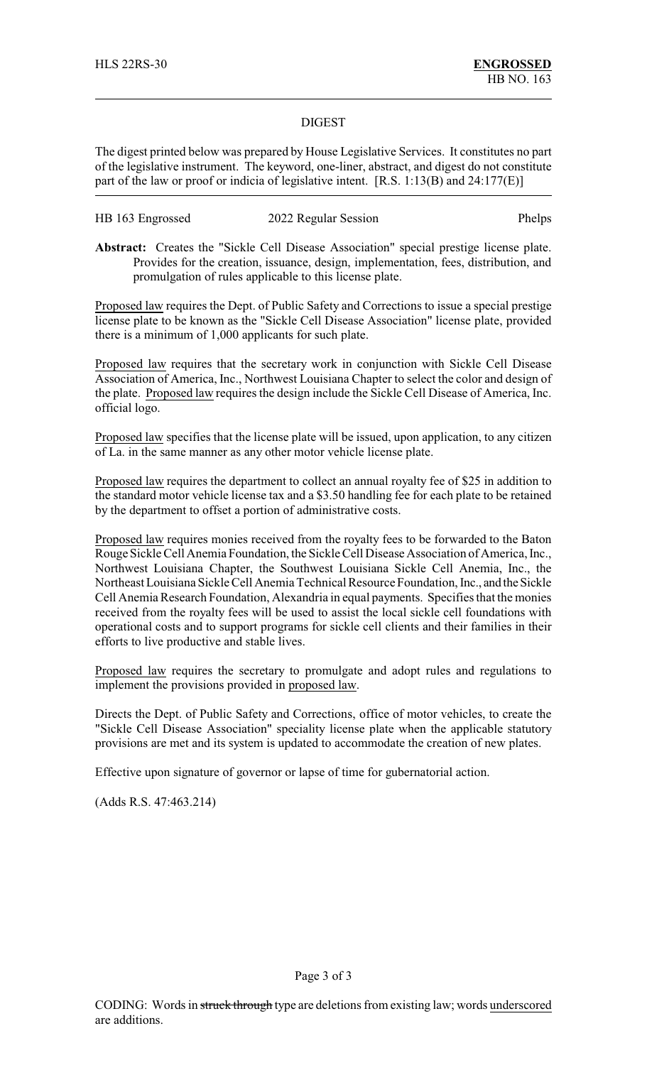## DIGEST

The digest printed below was prepared by House Legislative Services. It constitutes no part of the legislative instrument. The keyword, one-liner, abstract, and digest do not constitute part of the law or proof or indicia of legislative intent. [R.S. 1:13(B) and 24:177(E)]

| HB 163 Engrossed | 2022 Regular Session | Phelps |
|---|---|---|

**Abstract:** Creates the "Sickle Cell Disease Association" special prestige license plate. Provides for the creation, issuance, design, implementation, fees, distribution, and promulgation of rules applicable to this license plate.

Proposed law requires the Dept. of Public Safety and Corrections to issue a special prestige license plate to be known as the "Sickle Cell Disease Association" license plate, provided there is a minimum of 1,000 applicants for such plate.

Proposed law requires that the secretary work in conjunction with Sickle Cell Disease Association of America, Inc., Northwest Louisiana Chapter to select the color and design of the plate. Proposed law requires the design include the Sickle Cell Disease of America, Inc. official logo.

Proposed law specifies that the license plate will be issued, upon application, to any citizen of La. in the same manner as any other motor vehicle license plate.

Proposed law requires the department to collect an annual royalty fee of $25 in addition to the standard motor vehicle license tax and a $3.50 handling fee for each plate to be retained by the department to offset a portion of administrative costs.

Proposed law requires monies received from the royalty fees to be forwarded to the Baton Rouge Sickle Cell Anemia Foundation, the Sickle Cell Disease Association of America, Inc., Northwest Louisiana Chapter, the Southwest Louisiana Sickle Cell Anemia, Inc., the Northeast Louisiana Sickle Cell Anemia Technical Resource Foundation, Inc., and the Sickle Cell Anemia Research Foundation, Alexandria in equal payments. Specifies that the monies received from the royalty fees will be used to assist the local sickle cell foundations with operational costs and to support programs for sickle cell clients and their families in their efforts to live productive and stable lives.

Proposed law requires the secretary to promulgate and adopt rules and regulations to implement the provisions provided in proposed law.

Directs the Dept. of Public Safety and Corrections, office of motor vehicles, to create the "Sickle Cell Disease Association" speciality license plate when the applicable statutory provisions are met and its system is updated to accommodate the creation of new plates.

Effective upon signature of governor or lapse of time for gubernatorial action.

(Adds R.S. 47:463.214)